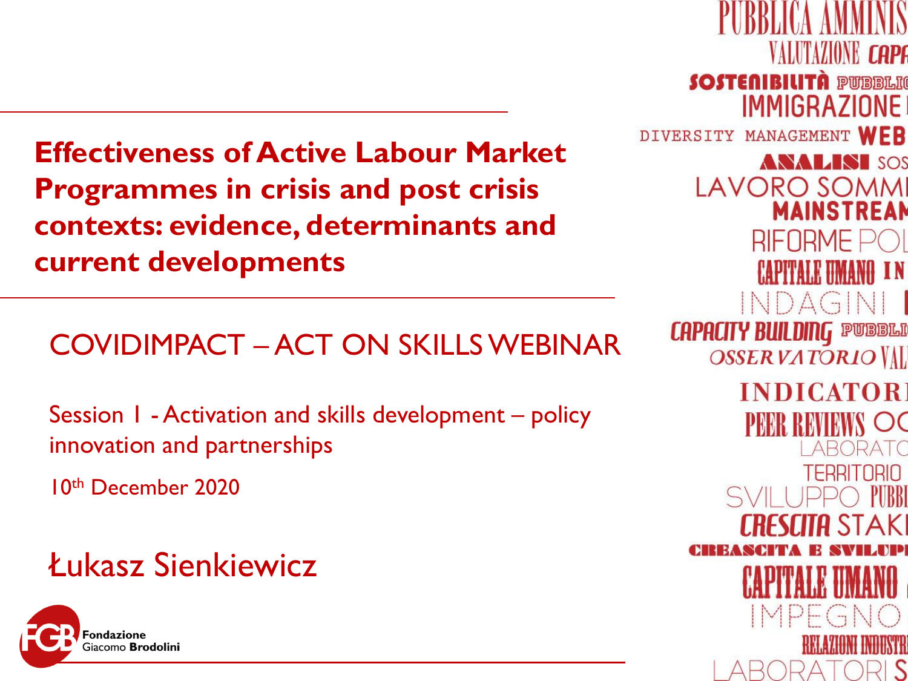# Effectiveness of Active Labour Market Programmes in crisis and post crisis contexts: evidence, determinants and current developments

## COVIDIMPACT – ACT ON SKILLS WEBINAR

Session 1 - Activation and skills development – policy innovation and partnerships

10th December 2020

Łukasz Sienkiewicz

Fondazione Giacomo Brodolini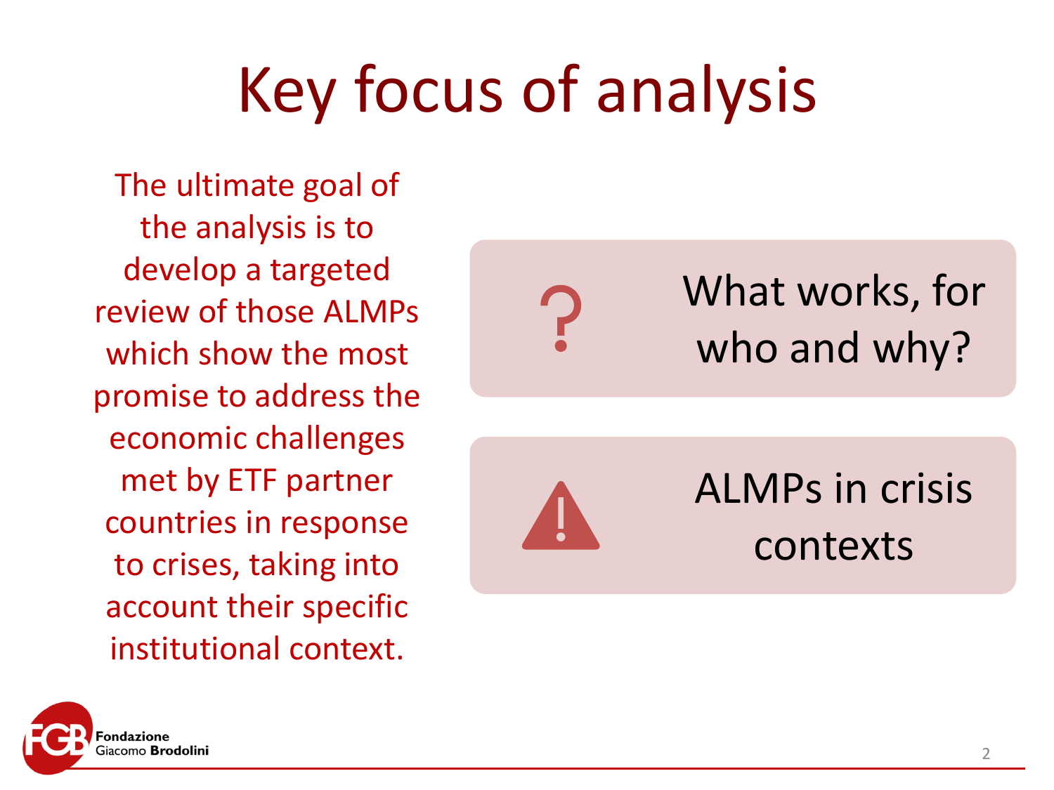# Key focus of analysis

The ultimate goal of the analysis is to develop a targeted review of those ALMPs which show the most promise to address the economic challenges met by ETF partner countries in response to crises, taking into account their specific institutional context.

- What works, for who and why?
- ALMPs in crisis contexts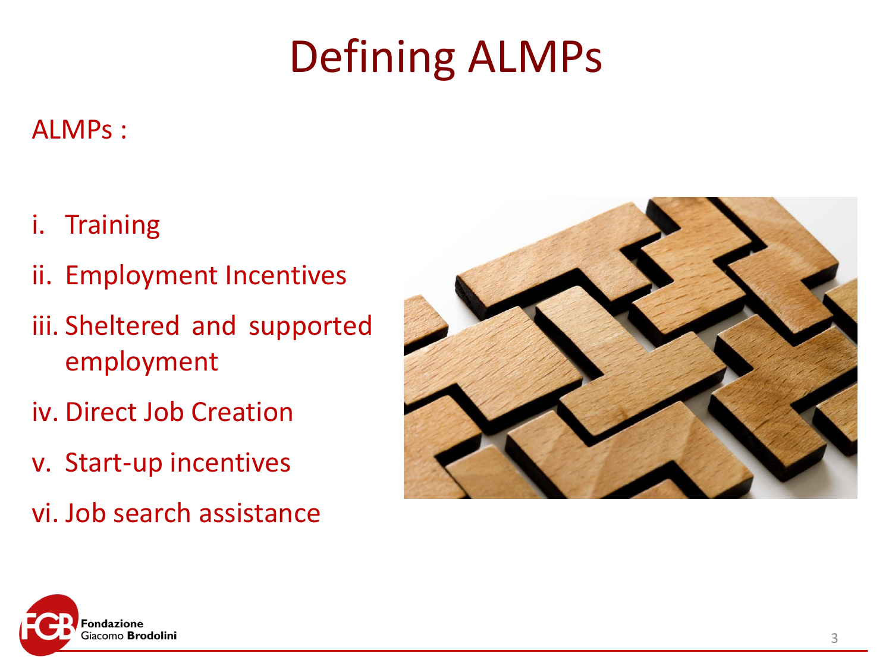# Defining ALMPs

ALMPs :

i. Training
ii. Employment Incentives
iii. Sheltered and supported employment
iv. Direct Job Creation
v. Start-up incentives
vi. Job search assistance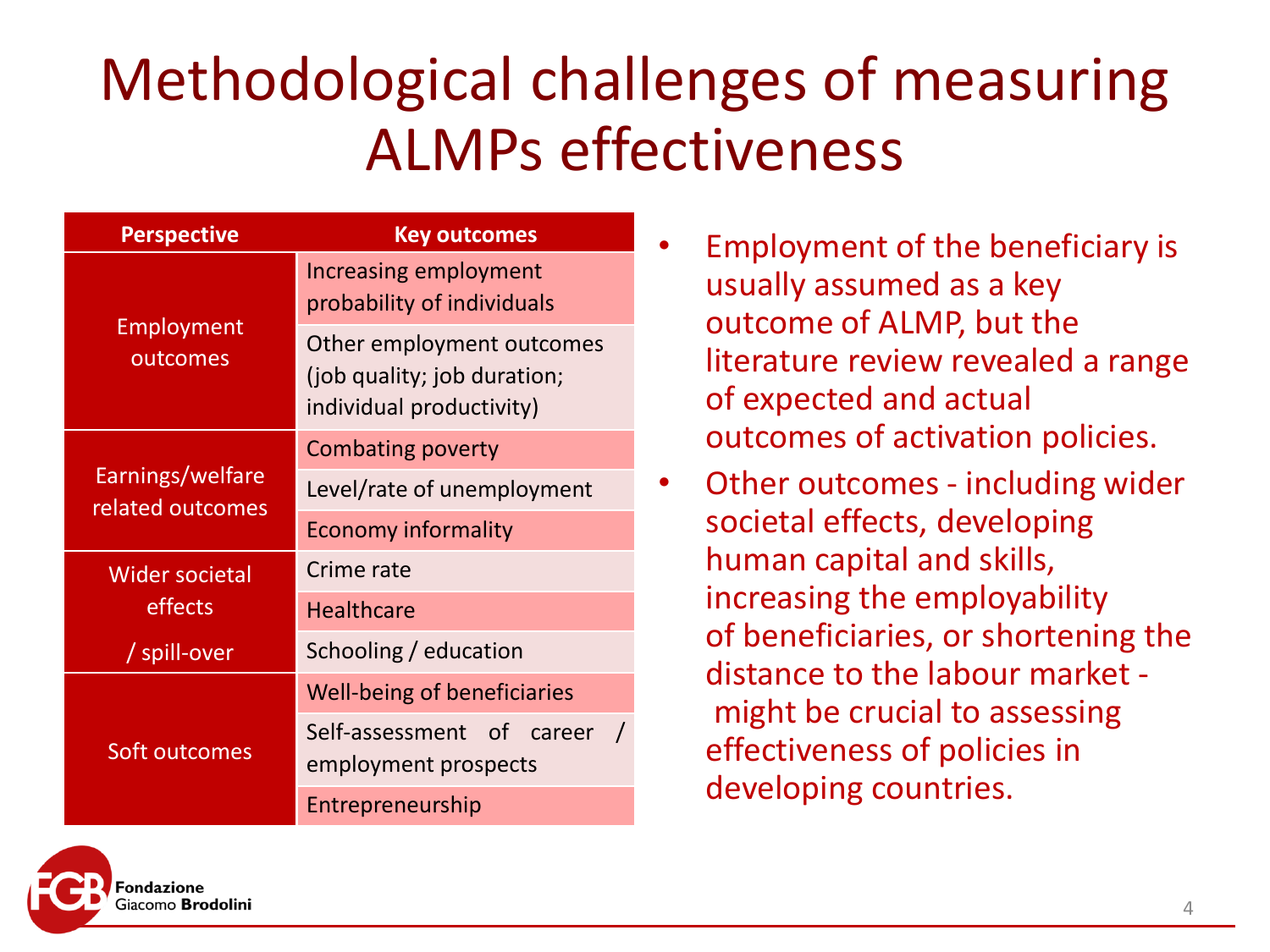# Methodological challenges of measuring ALMPs effectiveness

| Perspective | Key outcomes |
|---|---|
| Employment outcomes | Increasing employment probability of individuals |
| | Other employment outcomes (job quality; job duration; individual productivity) |
| Earnings/welfare related outcomes | Combating poverty |
| | Level/rate of unemployment |
| | Economy informality |
| Wider societal effects / spill-over | Crime rate |
| | Healthcare |
| | Schooling / education |
| Soft outcomes | Well-being of beneficiaries |
| | Self-assessment of career / employment prospects |
| | Entrepreneurship |

- Employment of the beneficiary is usually assumed as a key outcome of ALMP, but the literature review revealed a range of expected and actual outcomes of activation policies.
- Other outcomes - including wider societal effects, developing human capital and skills, increasing the employability of beneficiaries, or shortening the distance to the labour market - might be crucial to assessing effectiveness of policies in developing countries.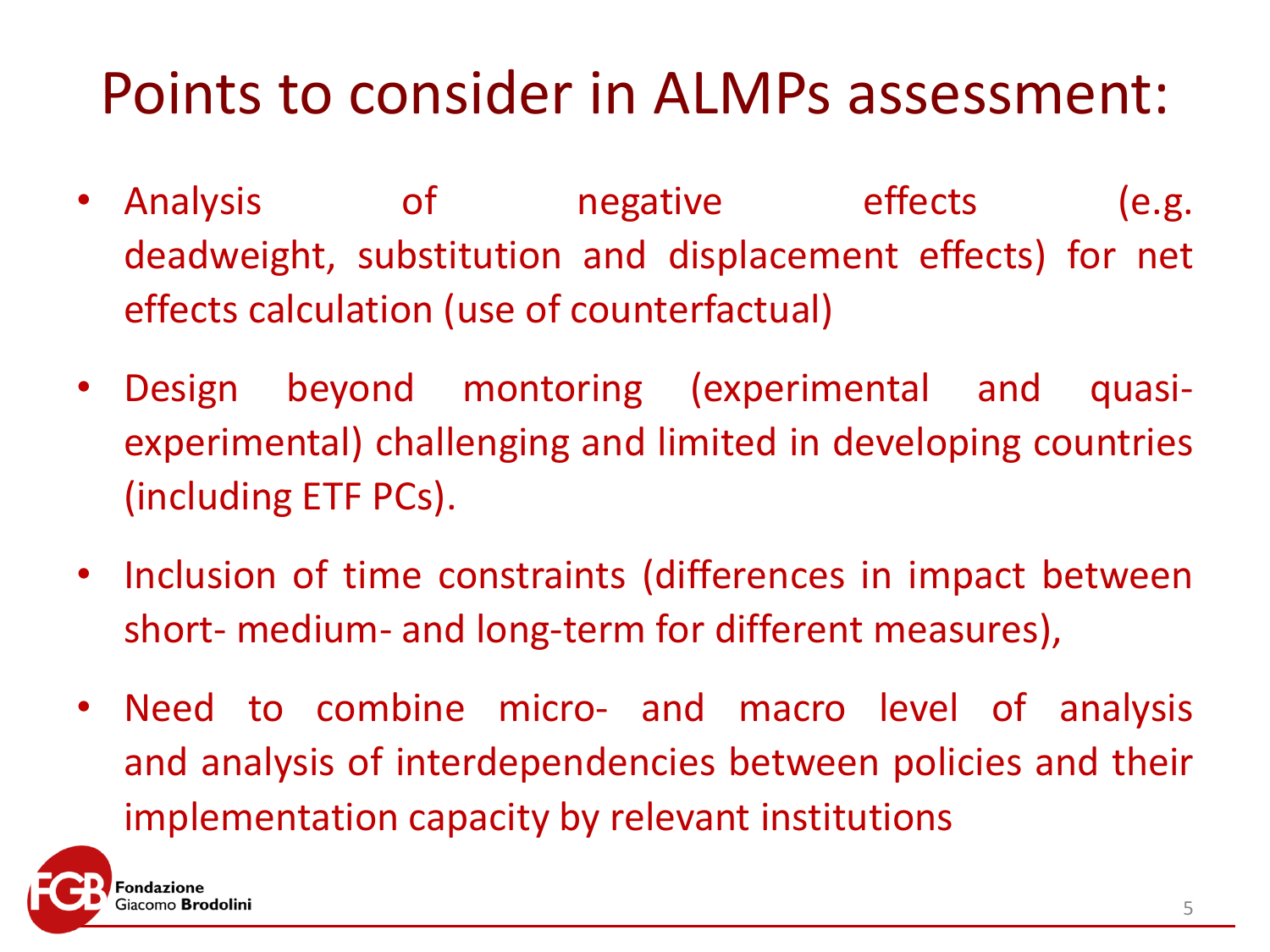# Points to consider in ALMPs assessment:

- Analysis of negative effects (e.g. deadweight, substitution and displacement effects) for net effects calculation (use of counterfactual)
- Design beyond montoring (experimental and quasi-experimental) challenging and limited in developing countries (including ETF PCs).
- Inclusion of time constraints (differences in impact between short- medium- and long-term for different measures),
- Need to combine micro- and macro level of analysis and analysis of interdependencies between policies and their implementation capacity by relevant institutions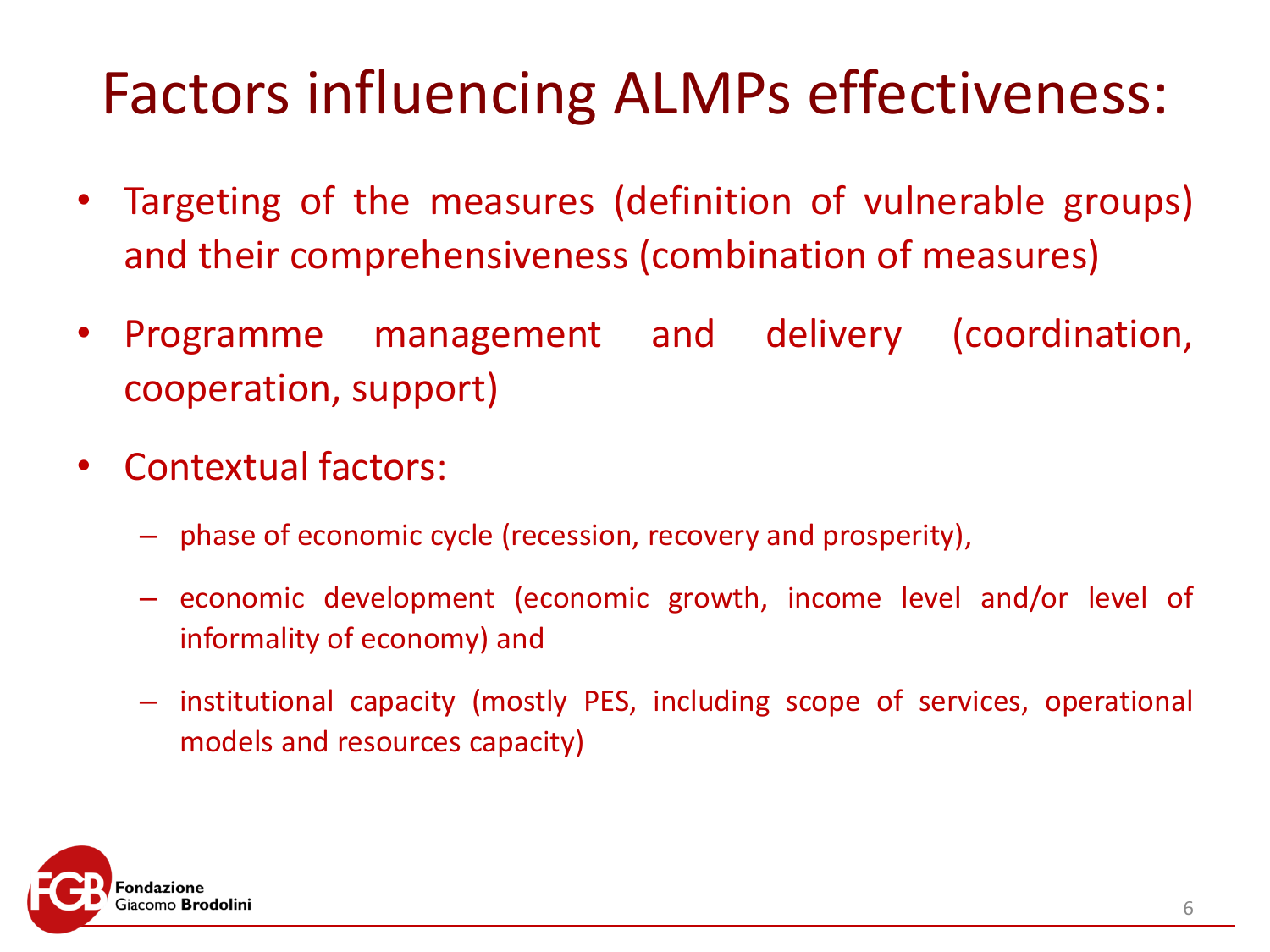# Factors influencing ALMPs effectiveness:

- Targeting of the measures (definition of vulnerable groups) and their comprehensiveness (combination of measures)
- Programme management and delivery (coordination, cooperation, support)
- Contextual factors:
  - phase of economic cycle (recession, recovery and prosperity),
  - economic development (economic growth, income level and/or level of informality of economy) and
  - institutional capacity (mostly PES, including scope of services, operational models and resources capacity)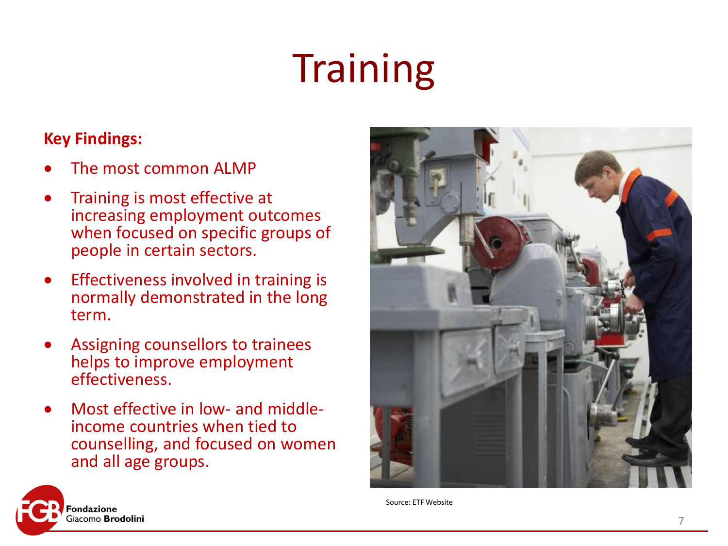# Training

**Key Findings:**

- The most common ALMP
- Training is most effective at increasing employment outcomes when focused on specific groups of people in certain sectors.
- Effectiveness involved in training is normally demonstrated in the long term.
- Assigning counsellors to trainees helps to improve employment effectiveness.
- Most effective in low- and middle-income countries when tied to counselling, and focused on women and all age groups.

Source: ETF Website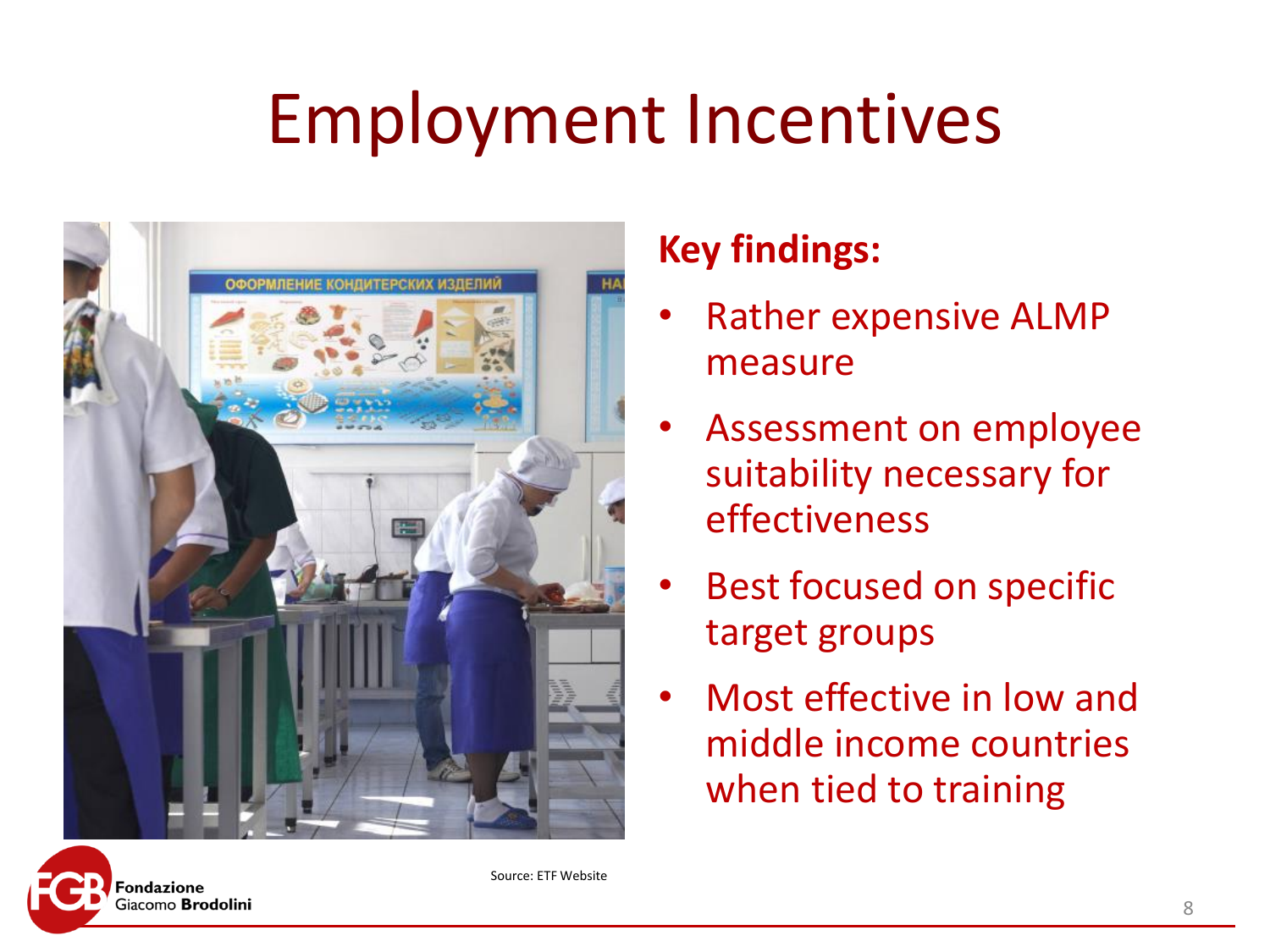# Employment Incentives

**Key findings:**

- Rather expensive ALMP measure
- Assessment on employee suitability necessary for effectiveness
- Best focused on specific target groups
- Most effective in low and middle income countries when tied to training

Source: ETF Website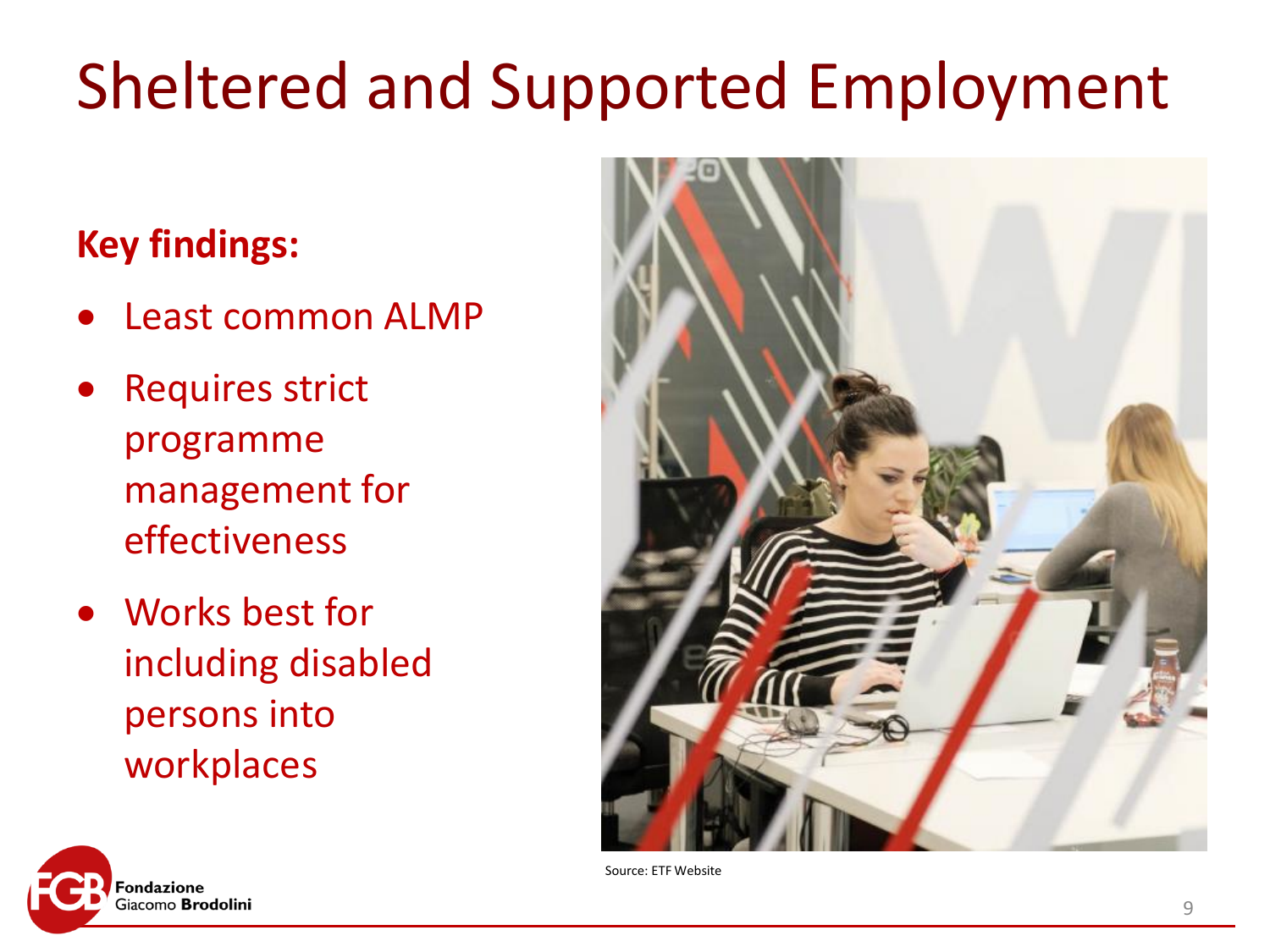# Sheltered and Supported Employment

**Key findings:**

- Least common ALMP
- Requires strict programme management for effectiveness
- Works best for including disabled persons into workplaces

Source: ETF Website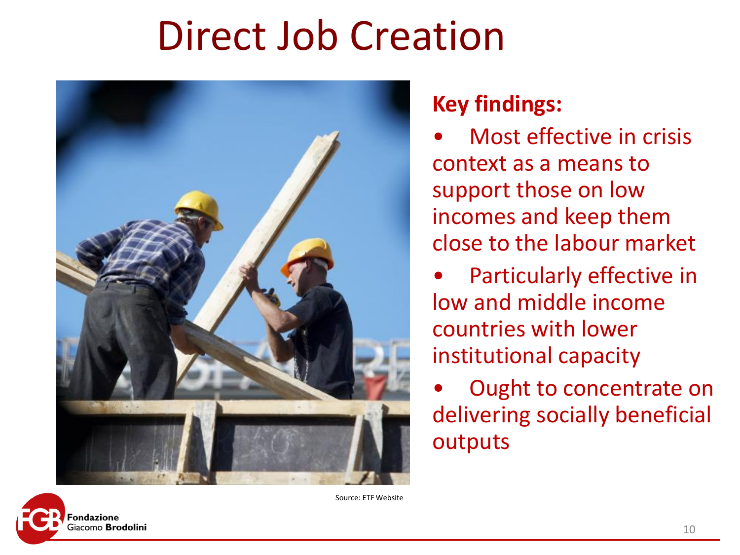# Direct Job Creation

Source: ETF Website

**Key findings:**

- Most effective in crisis context as a means to support those on low incomes and keep them close to the labour market
- Particularly effective in low and middle income countries with lower institutional capacity
- Ought to concentrate on delivering socially beneficial outputs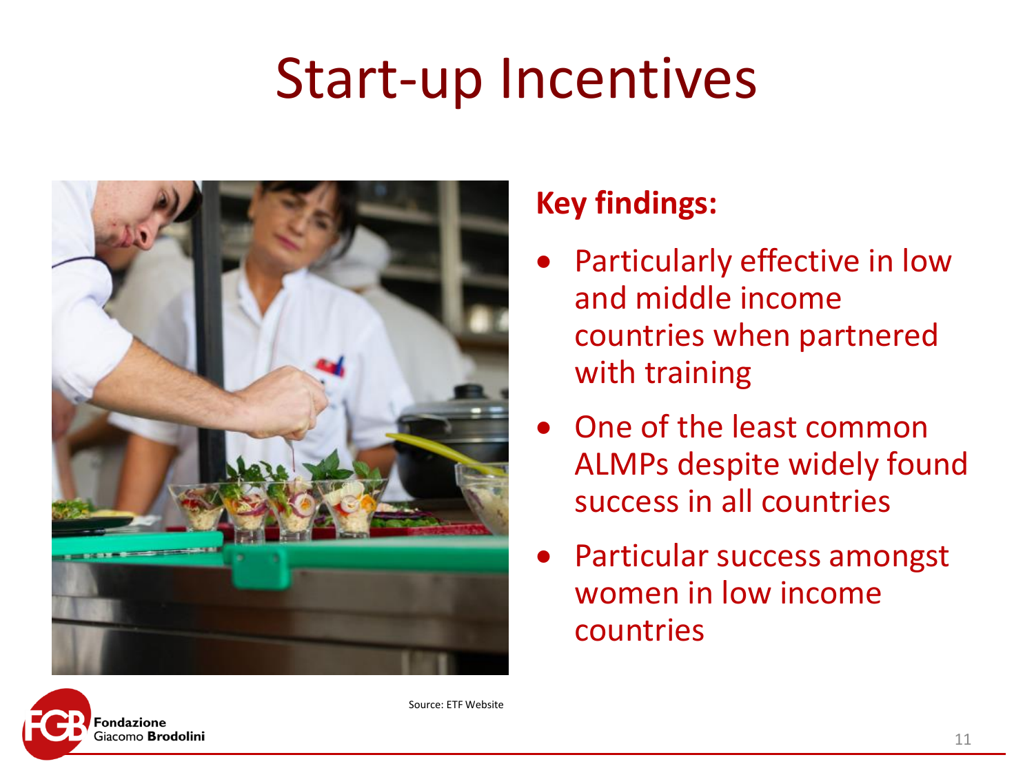# Start-up Incentives

**Key findings:**

- Particularly effective in low and middle income countries when partnered with training
- One of the least common ALMPs despite widely found success in all countries
- Particular success amongst women in low income countries

Source: ETF Website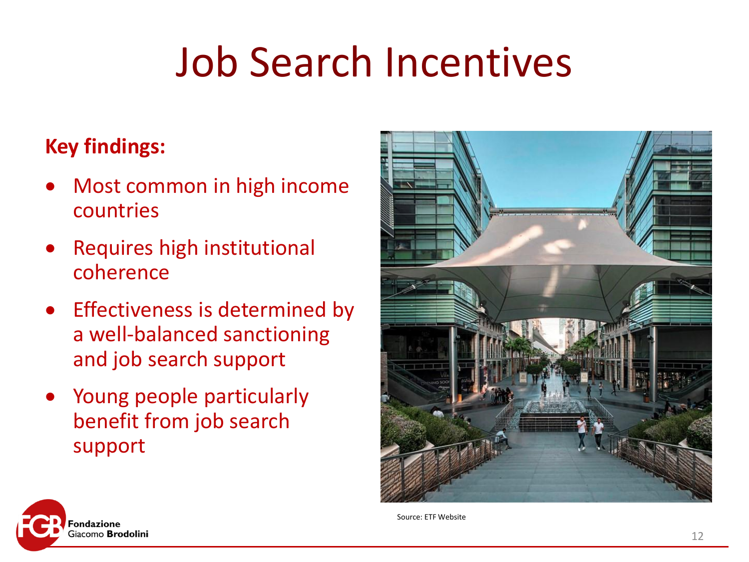# Job Search Incentives

**Key findings:**

- Most common in high income countries
- Requires high institutional coherence
- Effectiveness is determined by a well-balanced sanctioning and job search support
- Young people particularly benefit from job search support

Source: ETF Website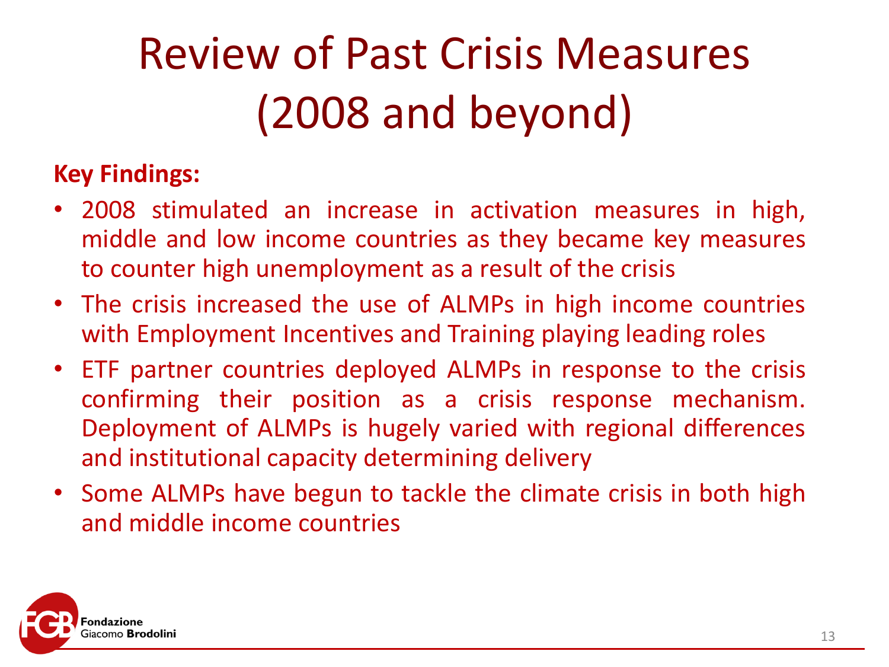# Review of Past Crisis Measures (2008 and beyond)

**Key Findings:**

- 2008 stimulated an increase in activation measures in high, middle and low income countries as they became key measures to counter high unemployment as a result of the crisis
- The crisis increased the use of ALMPs in high income countries with Employment Incentives and Training playing leading roles
- ETF partner countries deployed ALMPs in response to the crisis confirming their position as a crisis response mechanism. Deployment of ALMPs is hugely varied with regional differences and institutional capacity determining delivery
- Some ALMPs have begun to tackle the climate crisis in both high and middle income countries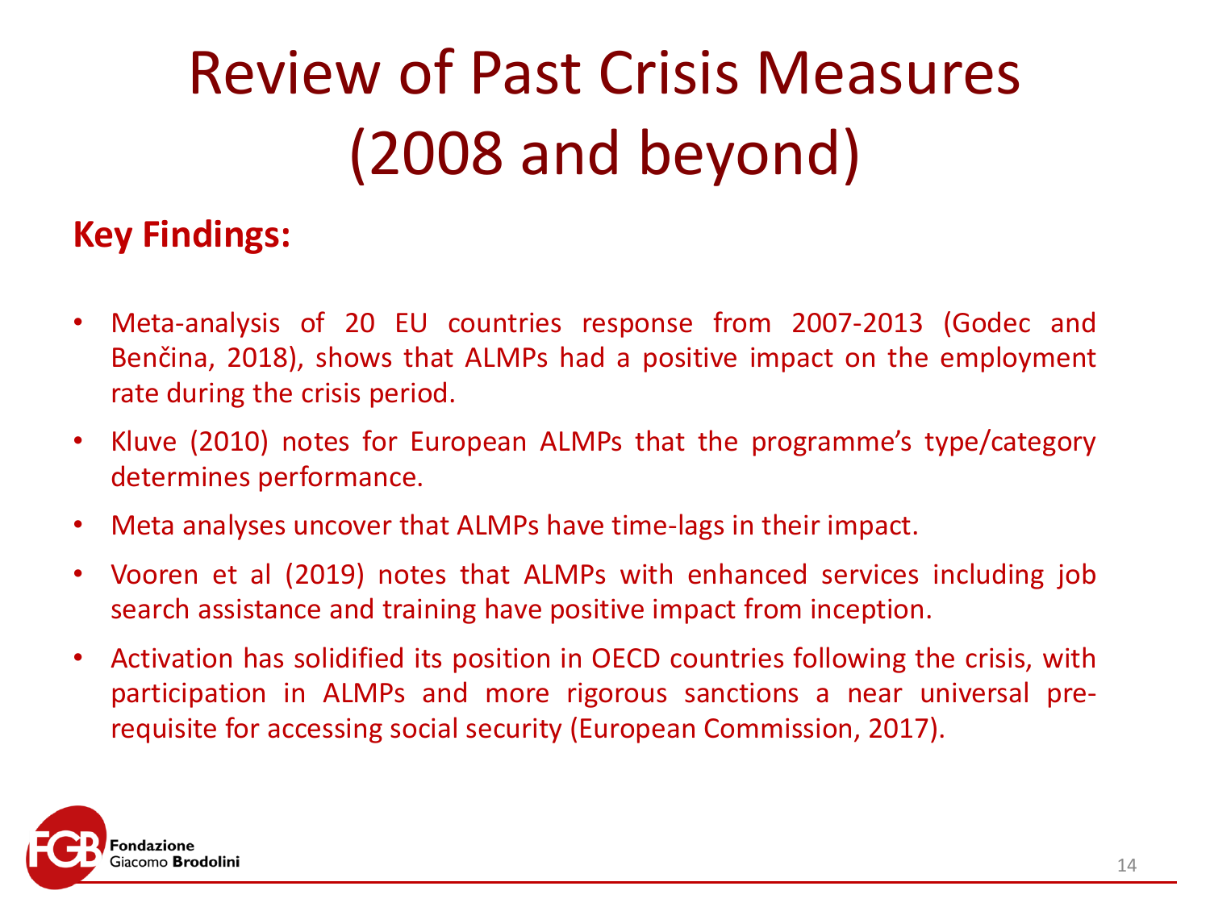# Review of Past Crisis Measures (2008 and beyond)

**Key Findings:**

- Meta-analysis of 20 EU countries response from 2007-2013 (Godec and Benčina, 2018), shows that ALMPs had a positive impact on the employment rate during the crisis period.
- Kluve (2010) notes for European ALMPs that the programme's type/category determines performance.
- Meta analyses uncover that ALMPs have time-lags in their impact.
- Vooren et al (2019) notes that ALMPs with enhanced services including job search assistance and training have positive impact from inception.
- Activation has solidified its position in OECD countries following the crisis, with participation in ALMPs and more rigorous sanctions a near universal pre-requisite for accessing social security (European Commission, 2017).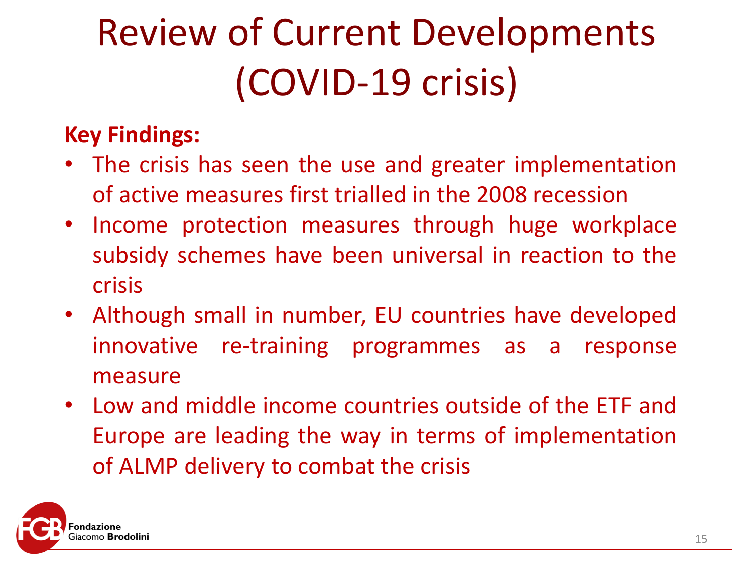# Review of Current Developments (COVID-19 crisis)

**Key Findings:**

- The crisis has seen the use and greater implementation of active measures first trialled in the 2008 recession
- Income protection measures through huge workplace subsidy schemes have been universal in reaction to the crisis
- Although small in number, EU countries have developed innovative re-training programmes as a response measure
- Low and middle income countries outside of the ETF and Europe are leading the way in terms of implementation of ALMP delivery to combat the crisis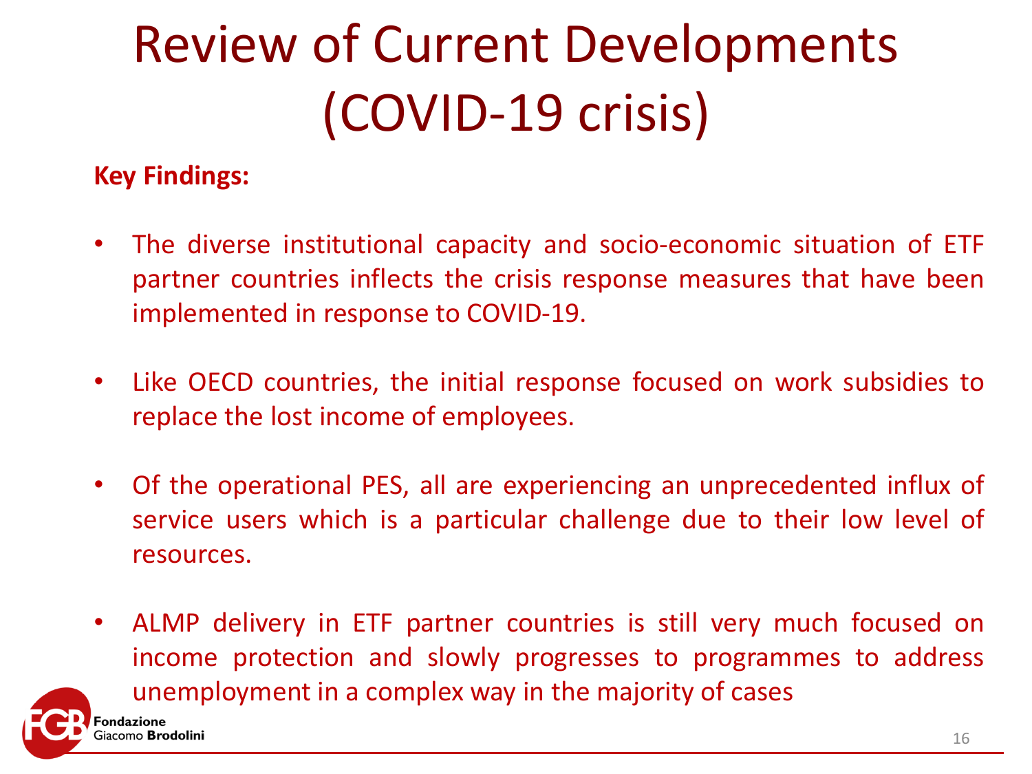# Review of Current Developments (COVID-19 crisis)

**Key Findings:**

- The diverse institutional capacity and socio-economic situation of ETF partner countries inflects the crisis response measures that have been implemented in response to COVID-19.
- Like OECD countries, the initial response focused on work subsidies to replace the lost income of employees.
- Of the operational PES, all are experiencing an unprecedented influx of service users which is a particular challenge due to their low level of resources.
- ALMP delivery in ETF partner countries is still very much focused on income protection and slowly progresses to programmes to address unemployment in a complex way in the majority of cases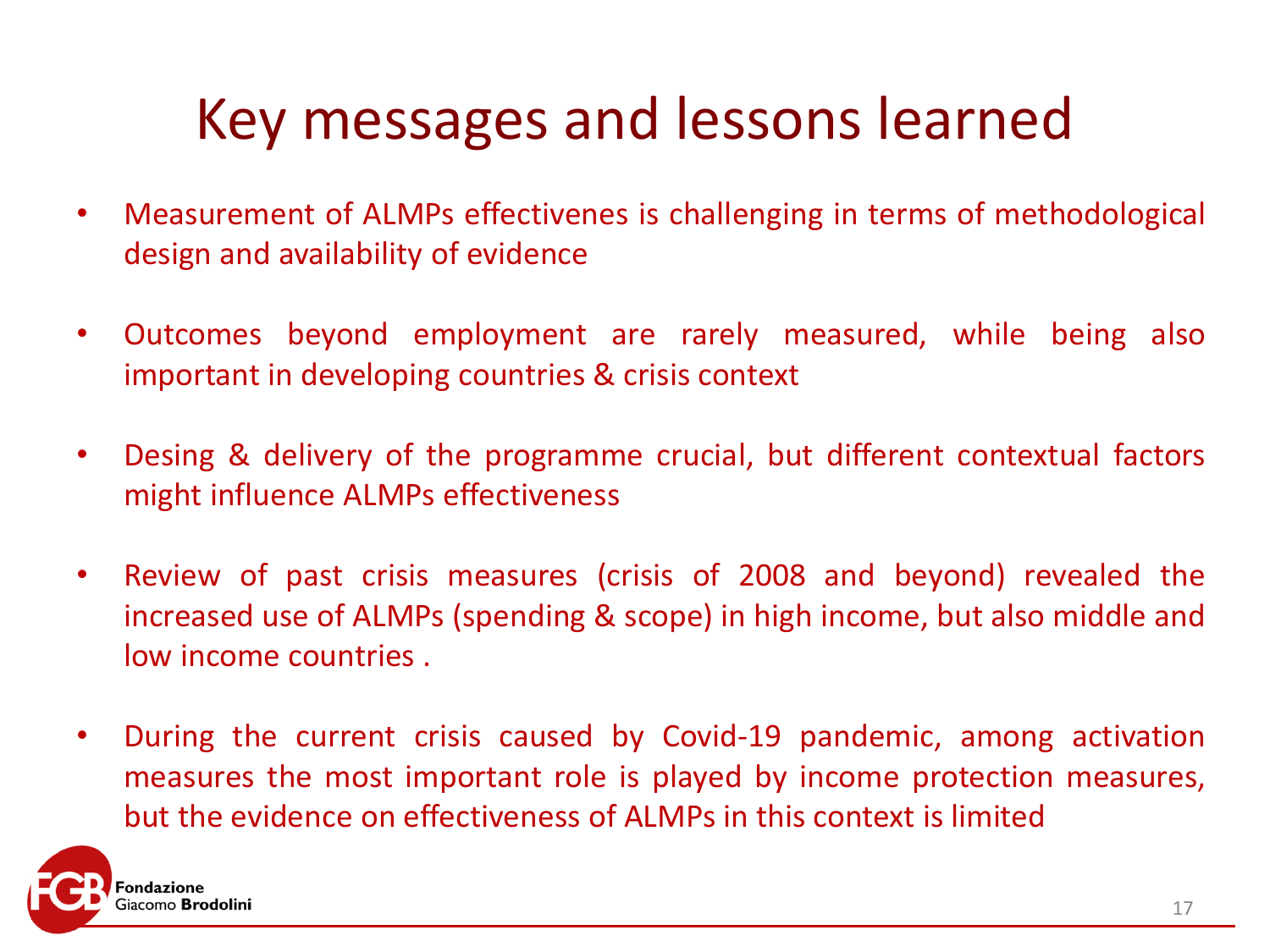# Key messages and lessons learned

- Measurement of ALMPs effectivenes is challenging in terms of methodological design and availability of evidence
- Outcomes beyond employment are rarely measured, while being also important in developing countries & crisis context
- Desing & delivery of the programme crucial, but different contextual factors might influence ALMPs effectiveness
- Review of past crisis measures (crisis of 2008 and beyond) revealed the increased use of ALMPs (spending & scope) in high income, but also middle and low income countries .
- During the current crisis caused by Covid-19 pandemic, among activation measures the most important role is played by income protection measures, but the evidence on effectiveness of ALMPs in this context is limited